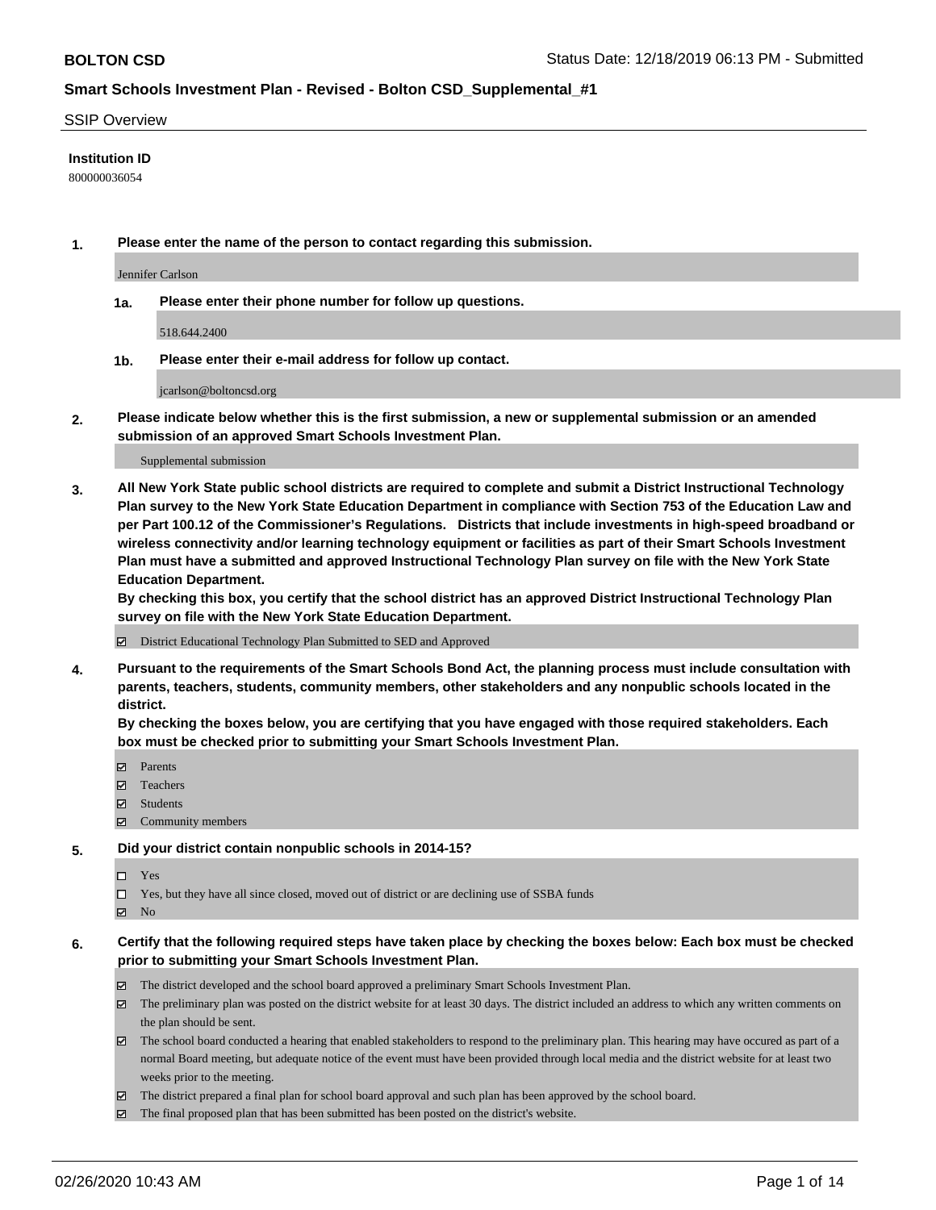## Smart Schools Investment Plan - Revised - Bolton CSD_Supplemental_#1

SSIP Overview

**Institution ID**

800000036054

**1. Please enter the name of the person to contact regarding this submission.**

Jennifer Carlson

**1a. Please enter their phone number for follow up questions.**

518.644.2400

**1b. Please enter their e-mail address for follow up contact.**

jcarlson@boltoncsd.org

**2. Please indicate below whether this is the first submission, a new or supplemental submission or an amended submission of an approved Smart Schools Investment Plan.**

Supplemental submission

**3. All New York State public school districts are required to complete and submit a District Instructional Technology Plan survey to the New York State Education Department in compliance with Section 753 of the Education Law and per Part 100.12 of the Commissioner's Regulations. Districts that include investments in high-speed broadband or wireless connectivity and/or learning technology equipment or facilities as part of their Smart Schools Investment Plan must have a submitted and approved Instructional Technology Plan survey on file with the New York State Education Department.**

**By checking this box, you certify that the school district has an approved District Instructional Technology Plan survey on file with the New York State Education Department.**

- [x] District Educational Technology Plan Submitted to SED and Approved

**4. Pursuant to the requirements of the Smart Schools Bond Act, the planning process must include consultation with parents, teachers, students, community members, other stakeholders and any nonpublic schools located in the district.**

**By checking the boxes below, you are certifying that you have engaged with those required stakeholders. Each box must be checked prior to submitting your Smart Schools Investment Plan.**

- [x] Parents
- [x] Teachers
- [x] Students
- [x] Community members

**5. Did your district contain nonpublic schools in 2014-15?**

- [ ] Yes
- [ ] Yes, but they have all since closed, moved out of district or are declining use of SSBA funds
- [x] No

**6. Certify that the following required steps have taken place by checking the boxes below: Each box must be checked prior to submitting your Smart Schools Investment Plan.**

- [x] The district developed and the school board approved a preliminary Smart Schools Investment Plan.
- [x] The preliminary plan was posted on the district website for at least 30 days. The district included an address to which any written comments on the plan should be sent.
- [x] The school board conducted a hearing that enabled stakeholders to respond to the preliminary plan. This hearing may have occured as part of a normal Board meeting, but adequate notice of the event must have been provided through local media and the district website for at least two weeks prior to the meeting.
- [x] The district prepared a final plan for school board approval and such plan has been approved by the school board.
- [x] The final proposed plan that has been submitted has been posted on the district's website.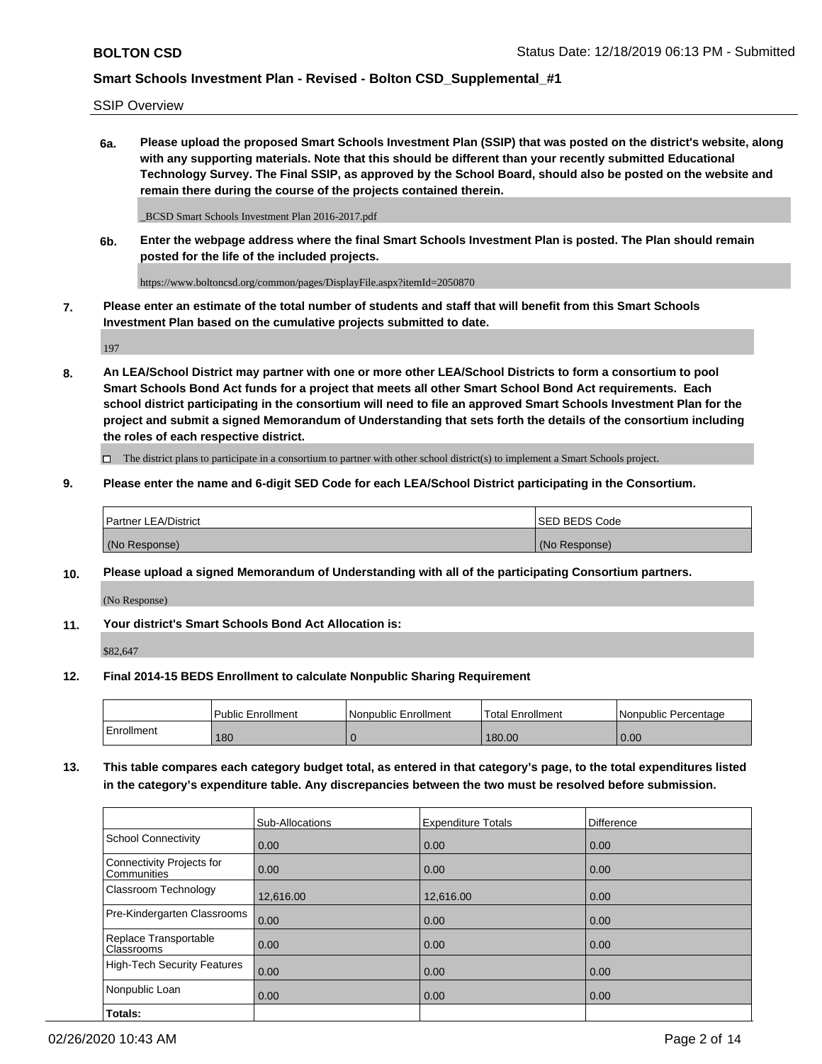SSIP Overview

**6a. Please upload the proposed Smart Schools Investment Plan (SSIP) that was posted on the district's website, along with any supporting materials. Note that this should be different than your recently submitted Educational Technology Survey. The Final SSIP, as approved by the School Board, should also be posted on the website and remain there during the course of the projects contained therein.**

_BCSD Smart Schools Investment Plan 2016-2017.pdf

**6b. Enter the webpage address where the final Smart Schools Investment Plan is posted. The Plan should remain posted for the life of the included projects.**

https://www.boltoncsd.org/common/pages/DisplayFile.aspx?itemId=2050870

**7. Please enter an estimate of the total number of students and staff that will benefit from this Smart Schools Investment Plan based on the cumulative projects submitted to date.**

197

**8. An LEA/School District may partner with one or more other LEA/School Districts to form a consortium to pool Smart Schools Bond Act funds for a project that meets all other Smart School Bond Act requirements. Each school district participating in the consortium will need to file an approved Smart Schools Investment Plan for the project and submit a signed Memorandum of Understanding that sets forth the details of the consortium including the roles of each respective district.**

☐ The district plans to participate in a consortium to partner with other school district(s) to implement a Smart Schools project.

**9. Please enter the name and 6-digit SED Code for each LEA/School District participating in the Consortium.**

| Partner LEA/District | SED BEDS Code |
|---|---|
| (No Response) | (No Response) |

**10. Please upload a signed Memorandum of Understanding with all of the participating Consortium partners.**

(No Response)

**11. Your district's Smart Schools Bond Act Allocation is:**

$82,647

**12. Final 2014-15 BEDS Enrollment to calculate Nonpublic Sharing Requirement**

| | Public Enrollment | Nonpublic Enrollment | Total Enrollment | Nonpublic Percentage |
|---|---|---|---|---|
| Enrollment | 180 | 0 | 180.00 | 0.00 |

**13. This table compares each category budget total, as entered in that category's page, to the total expenditures listed in the category's expenditure table. Any discrepancies between the two must be resolved before submission.**

| | Sub-Allocations | Expenditure Totals | Difference |
|---|---|---|---|
| School Connectivity | 0.00 | 0.00 | 0.00 |
| Connectivity Projects for Communities | 0.00 | 0.00 | 0.00 |
| Classroom Technology | 12,616.00 | 12,616.00 | 0.00 |
| Pre-Kindergarten Classrooms | 0.00 | 0.00 | 0.00 |
| Replace Transportable Classrooms | 0.00 | 0.00 | 0.00 |
| High-Tech Security Features | 0.00 | 0.00 | 0.00 |
| Nonpublic Loan | 0.00 | 0.00 | 0.00 |
| **Totals:** | | | |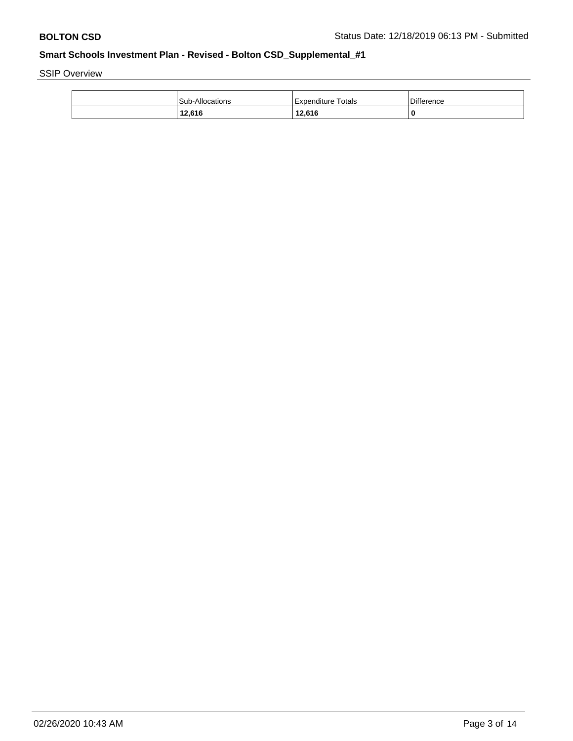SSIP Overview

| | Sub-Allocations | Expenditure Totals | Difference |
|---|---|---|---|
| | **12,616** | **12,616** | **0** |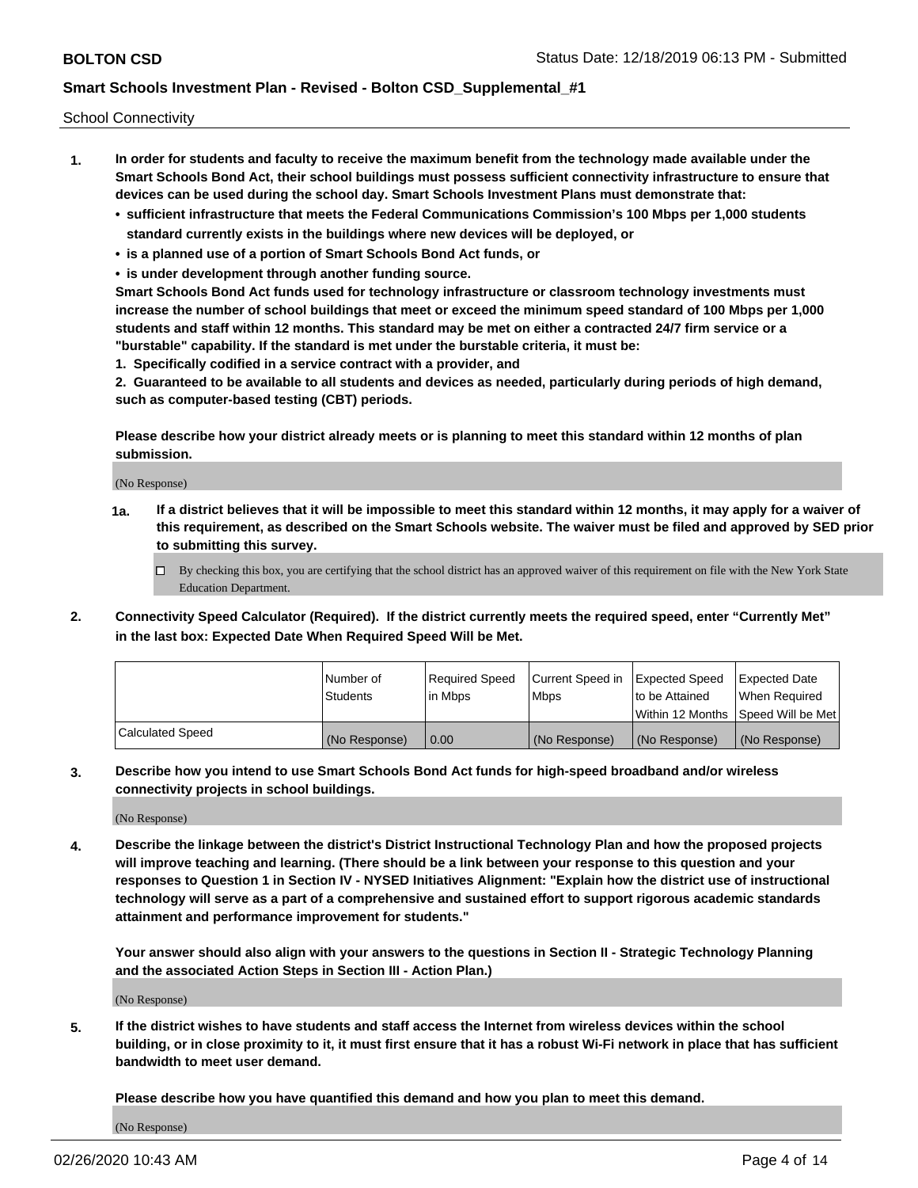School Connectivity

1. **In order for students and faculty to receive the maximum benefit from the technology made available under the Smart Schools Bond Act, their school buildings must possess sufficient connectivity infrastructure to ensure that devices can be used during the school day. Smart Schools Investment Plans must demonstrate that:**
   - **sufficient infrastructure that meets the Federal Communications Commission's 100 Mbps per 1,000 students standard currently exists in the buildings where new devices will be deployed, or**
   - **is a planned use of a portion of Smart Schools Bond Act funds, or**
   - **is under development through another funding source.**

   **Smart Schools Bond Act funds used for technology infrastructure or classroom technology investments must increase the number of school buildings that meet or exceed the minimum speed standard of 100 Mbps per 1,000 students and staff within 12 months. This standard may be met on either a contracted 24/7 firm service or a "burstable" capability. If the standard is met under the burstable criteria, it must be:**

   **1. Specifically codified in a service contract with a provider, and**

   **2. Guaranteed to be available to all students and devices as needed, particularly during periods of high demand, such as computer-based testing (CBT) periods.**

   **Please describe how your district already meets or is planning to meet this standard within 12 months of plan submission.**

   (No Response)

   **1a. If a district believes that it will be impossible to meet this standard within 12 months, it may apply for a waiver of this requirement, as described on the Smart Schools website. The waiver must be filed and approved by SED prior to submitting this survey.**

   ☐ By checking this box, you are certifying that the school district has an approved waiver of this requirement on file with the New York State Education Department.

2. **Connectivity Speed Calculator (Required). If the district currently meets the required speed, enter "Currently Met" in the last box: Expected Date When Required Speed Will be Met.**

|  | Number of Students | Required Speed in Mbps | Current Speed in Mbps | Expected Speed to be Attained Within 12 Months | Expected Date When Required Speed Will be Met |
|---|---|---|---|---|---|
| Calculated Speed | (No Response) | 0.00 | (No Response) | (No Response) | (No Response) |

3. **Describe how you intend to use Smart Schools Bond Act funds for high-speed broadband and/or wireless connectivity projects in school buildings.**

   (No Response)

4. **Describe the linkage between the district's District Instructional Technology Plan and how the proposed projects will improve teaching and learning. (There should be a link between your response to this question and your responses to Question 1 in Section IV - NYSED Initiatives Alignment: "Explain how the district use of instructional technology will serve as a part of a comprehensive and sustained effort to support rigorous academic standards attainment and performance improvement for students."**

   **Your answer should also align with your answers to the questions in Section II - Strategic Technology Planning and the associated Action Steps in Section III - Action Plan.)**

   (No Response)

5. **If the district wishes to have students and staff access the Internet from wireless devices within the school building, or in close proximity to it, it must first ensure that it has a robust Wi-Fi network in place that has sufficient bandwidth to meet user demand.**

   **Please describe how you have quantified this demand and how you plan to meet this demand.**

   (No Response)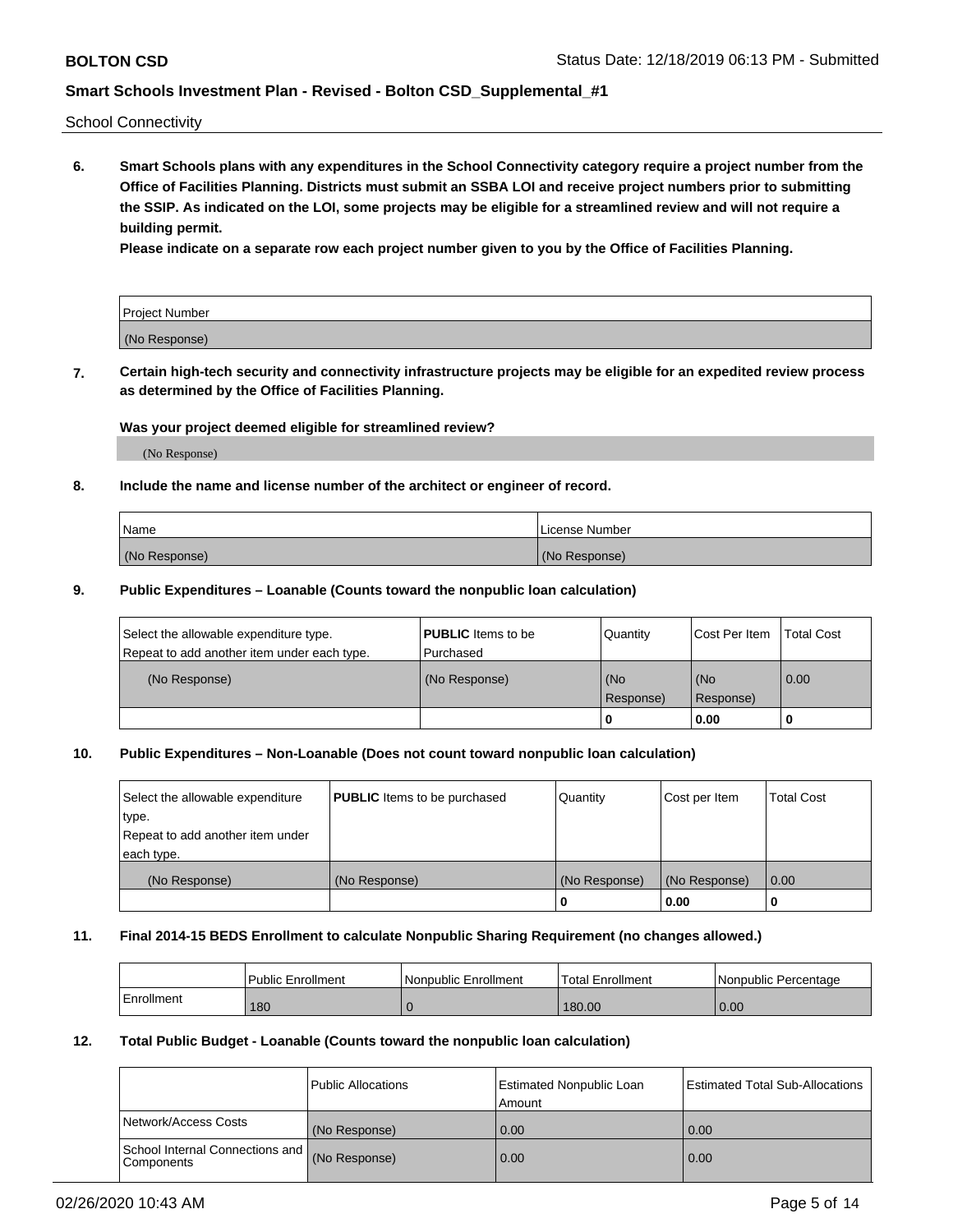School Connectivity

**6. Smart Schools plans with any expenditures in the School Connectivity category require a project number from the Office of Facilities Planning. Districts must submit an SSBA LOI and receive project numbers prior to submitting the SSIP. As indicated on the LOI, some projects may be eligible for a streamlined review and will not require a building permit.**

**Please indicate on a separate row each project number given to you by the Office of Facilities Planning.**

| Project Number |
|---|
| (No Response) |

**7. Certain high-tech security and connectivity infrastructure projects may be eligible for an expedited review process as determined by the Office of Facilities Planning.**

**Was your project deemed eligible for streamlined review?**

(No Response)

**8. Include the name and license number of the architect or engineer of record.**

| Name | License Number |
|---|---|
| (No Response) | (No Response) |

**9. Public Expenditures – Loanable (Counts toward the nonpublic loan calculation)**

| Select the allowable expenditure type. Repeat to add another item under each type. | **PUBLIC** Items to be Purchased | Quantity | Cost Per Item | Total Cost |
|---|---|---|---|---|
| (No Response) | (No Response) | (No Response) | (No Response) | 0.00 |
| | | 0 | 0.00 | 0 |

**10. Public Expenditures – Non-Loanable (Does not count toward nonpublic loan calculation)**

| Select the allowable expenditure type. Repeat to add another item under each type. | **PUBLIC** Items to be purchased | Quantity | Cost per Item | Total Cost |
|---|---|---|---|---|
| (No Response) | (No Response) | (No Response) | (No Response) | 0.00 |
| | | 0 | 0.00 | 0 |

**11. Final 2014-15 BEDS Enrollment to calculate Nonpublic Sharing Requirement (no changes allowed.)**

| | Public Enrollment | Nonpublic Enrollment | Total Enrollment | Nonpublic Percentage |
|---|---|---|---|---|
| Enrollment | 180 | 0 | 180.00 | 0.00 |

**12. Total Public Budget - Loanable (Counts toward the nonpublic loan calculation)**

| | Public Allocations | Estimated Nonpublic Loan Amount | Estimated Total Sub-Allocations |
|---|---|---|---|
| Network/Access Costs | (No Response) | 0.00 | 0.00 |
| School Internal Connections and Components | (No Response) | 0.00 | 0.00 |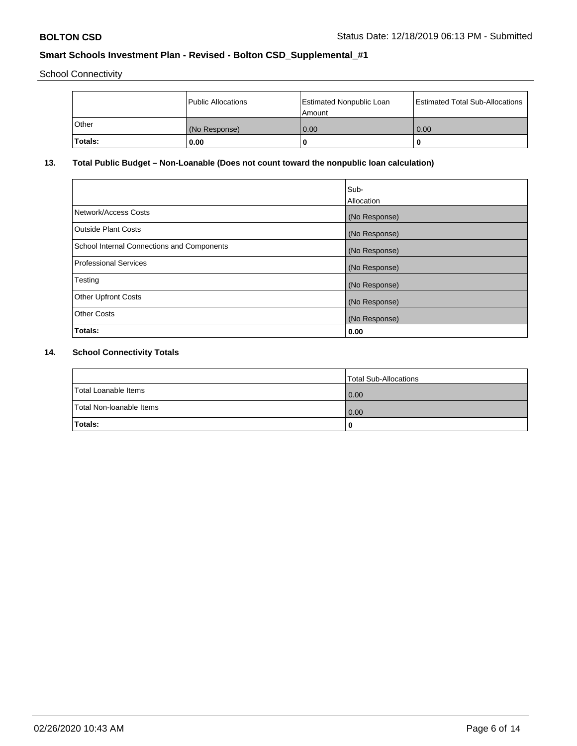School Connectivity

| | Public Allocations | Estimated Nonpublic Loan Amount | Estimated Total Sub-Allocations |
|---|---|---|---|
| Other | (No Response) | 0.00 | 0.00 |
| **Totals:** | **0.00** | **0** | **0** |

## 13. Total Public Budget – Non-Loanable (Does not count toward the nonpublic loan calculation)

| | Sub-Allocation |
|---|---|
| Network/Access Costs | (No Response) |
| Outside Plant Costs | (No Response) |
| School Internal Connections and Components | (No Response) |
| Professional Services | (No Response) |
| Testing | (No Response) |
| Other Upfront Costs | (No Response) |
| Other Costs | (No Response) |
| **Totals:** | **0.00** |

## 14. School Connectivity Totals

| | Total Sub-Allocations |
|---|---|
| Total Loanable Items | 0.00 |
| Total Non-loanable Items | 0.00 |
| **Totals:** | **0** |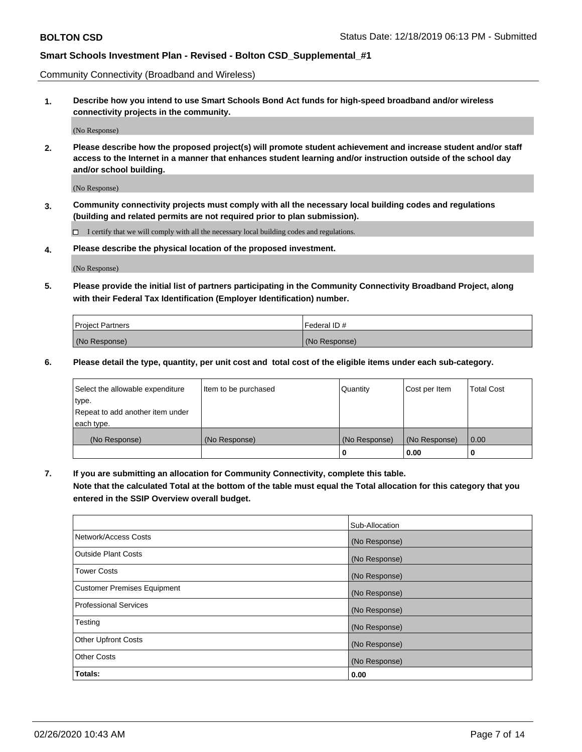Community Connectivity (Broadband and Wireless)

**1. Describe how you intend to use Smart Schools Bond Act funds for high-speed broadband and/or wireless connectivity projects in the community.**

(No Response)

**2. Please describe how the proposed project(s) will promote student achievement and increase student and/or staff access to the Internet in a manner that enhances student learning and/or instruction outside of the school day and/or school building.**

(No Response)

**3. Community connectivity projects must comply with all the necessary local building codes and regulations (building and related permits are not required prior to plan submission).**

☐ I certify that we will comply with all the necessary local building codes and regulations.

**4. Please describe the physical location of the proposed investment.**

(No Response)

**5. Please provide the initial list of partners participating in the Community Connectivity Broadband Project, along with their Federal Tax Identification (Employer Identification) number.**

| Project Partners | Federal ID # |
|---|---|
| (No Response) | (No Response) |

**6. Please detail the type, quantity, per unit cost and total cost of the eligible items under each sub-category.**

| Select the allowable expenditure type. Repeat to add another item under each type. | Item to be purchased | Quantity | Cost per Item | Total Cost |
|---|---|---|---|---|
| (No Response) | (No Response) | (No Response) | (No Response) | 0.00 |
| | | **0** | **0.00** | **0** |

**7. If you are submitting an allocation for Community Connectivity, complete this table. Note that the calculated Total at the bottom of the table must equal the Total allocation for this category that you entered in the SSIP Overview overall budget.**

| | Sub-Allocation |
|---|---|
| Network/Access Costs | (No Response) |
| Outside Plant Costs | (No Response) |
| Tower Costs | (No Response) |
| Customer Premises Equipment | (No Response) |
| Professional Services | (No Response) |
| Testing | (No Response) |
| Other Upfront Costs | (No Response) |
| Other Costs | (No Response) |
| **Totals:** | **0.00** |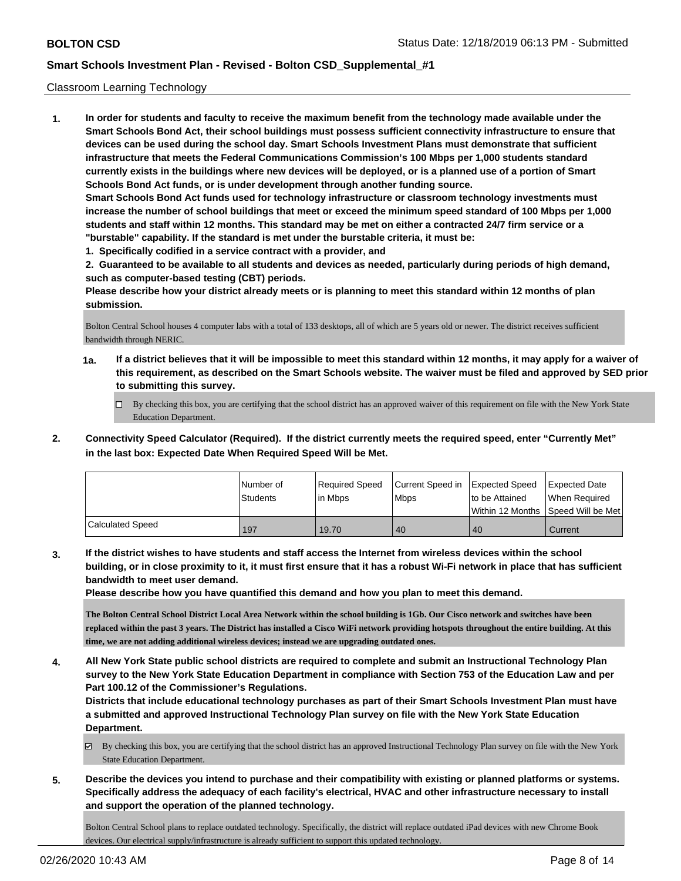Classroom Learning Technology

**1. In order for students and faculty to receive the maximum benefit from the technology made available under the Smart Schools Bond Act, their school buildings must possess sufficient connectivity infrastructure to ensure that devices can be used during the school day. Smart Schools Investment Plans must demonstrate that sufficient infrastructure that meets the Federal Communications Commission's 100 Mbps per 1,000 students standard currently exists in the buildings where new devices will be deployed, or is a planned use of a portion of Smart Schools Bond Act funds, or is under development through another funding source.**

**Smart Schools Bond Act funds used for technology infrastructure or classroom technology investments must increase the number of school buildings that meet or exceed the minimum speed standard of 100 Mbps per 1,000 students and staff within 12 months. This standard may be met on either a contracted 24/7 firm service or a "burstable" capability. If the standard is met under the burstable criteria, it must be:**

**1. Specifically codified in a service contract with a provider, and**

**2. Guaranteed to be available to all students and devices as needed, particularly during periods of high demand, such as computer-based testing (CBT) periods.**

**Please describe how your district already meets or is planning to meet this standard within 12 months of plan submission.**

Bolton Central School houses 4 computer labs with a total of 133 desktops, all of which are 5 years old or newer. The district receives sufficient bandwidth through NERIC.

**1a. If a district believes that it will be impossible to meet this standard within 12 months, it may apply for a waiver of this requirement, as described on the Smart Schools website. The waiver must be filed and approved by SED prior to submitting this survey.**

☐ By checking this box, you are certifying that the school district has an approved waiver of this requirement on file with the New York State Education Department.

**2. Connectivity Speed Calculator (Required). If the district currently meets the required speed, enter "Currently Met" in the last box: Expected Date When Required Speed Will be Met.**

| | Number of Students | Required Speed in Mbps | Current Speed in Mbps | Expected Speed to be Attained Within 12 Months | Expected Date When Required Speed Will be Met |
|---|---|---|---|---|---|
| Calculated Speed | 197 | 19.70 | 40 | 40 | Current |

**3. If the district wishes to have students and staff access the Internet from wireless devices within the school building, or in close proximity to it, it must first ensure that it has a robust Wi-Fi network in place that has sufficient bandwidth to meet user demand.**

**Please describe how you have quantified this demand and how you plan to meet this demand.**

**The Bolton Central School District Local Area Network within the school building is 1Gb. Our Cisco network and switches have been replaced within the past 3 years. The District has installed a Cisco WiFi network providing hotspots throughout the entire building. At this time, we are not adding additional wireless devices; instead we are upgrading outdated ones.**

**4. All New York State public school districts are required to complete and submit an Instructional Technology Plan survey to the New York State Education Department in compliance with Section 753 of the Education Law and per Part 100.12 of the Commissioner's Regulations.**

**Districts that include educational technology purchases as part of their Smart Schools Investment Plan must have a submitted and approved Instructional Technology Plan survey on file with the New York State Education Department.**

☑ By checking this box, you are certifying that the school district has an approved Instructional Technology Plan survey on file with the New York State Education Department.

**5. Describe the devices you intend to purchase and their compatibility with existing or planned platforms or systems. Specifically address the adequacy of each facility's electrical, HVAC and other infrastructure necessary to install and support the operation of the planned technology.**

Bolton Central School plans to replace outdated technology. Specifically, the district will replace outdated iPad devices with new Chrome Book devices. Our electrical supply/infrastructure is already sufficient to support this updated technology.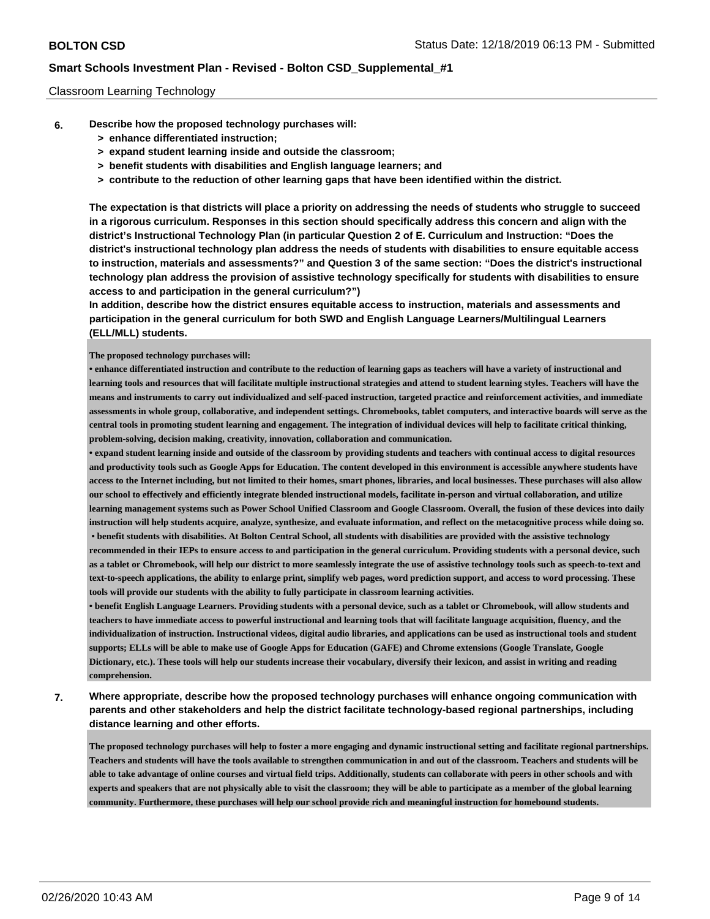Classroom Learning Technology

**6. Describe how the proposed technology purchases will:**

- **> enhance differentiated instruction;**
- **> expand student learning inside and outside the classroom;**
- **> benefit students with disabilities and English language learners; and**
- **> contribute to the reduction of other learning gaps that have been identified within the district.**

**The expectation is that districts will place a priority on addressing the needs of students who struggle to succeed in a rigorous curriculum. Responses in this section should specifically address this concern and align with the district's Instructional Technology Plan (in particular Question 2 of E. Curriculum and Instruction: "Does the district's instructional technology plan address the needs of students with disabilities to ensure equitable access to instruction, materials and assessments?" and Question 3 of the same section: "Does the district's instructional technology plan address the provision of assistive technology specifically for students with disabilities to ensure access to and participation in the general curriculum?")**

**In addition, describe how the district ensures equitable access to instruction, materials and assessments and participation in the general curriculum for both SWD and English Language Learners/Multilingual Learners (ELL/MLL) students.**

**The proposed technology purchases will:**

**• enhance differentiated instruction and contribute to the reduction of learning gaps as teachers will have a variety of instructional and learning tools and resources that will facilitate multiple instructional strategies and attend to student learning styles. Teachers will have the means and instruments to carry out individualized and self-paced instruction, targeted practice and reinforcement activities, and immediate assessments in whole group, collaborative, and independent settings. Chromebooks, tablet computers, and interactive boards will serve as the central tools in promoting student learning and engagement. The integration of individual devices will help to facilitate critical thinking, problem-solving, decision making, creativity, innovation, collaboration and communication.**

**• expand student learning inside and outside of the classroom by providing students and teachers with continual access to digital resources and productivity tools such as Google Apps for Education. The content developed in this environment is accessible anywhere students have access to the Internet including, but not limited to their homes, smart phones, libraries, and local businesses. These purchases will also allow our school to effectively and efficiently integrate blended instructional models, facilitate in-person and virtual collaboration, and utilize learning management systems such as Power School Unified Classroom and Google Classroom. Overall, the fusion of these devices into daily instruction will help students acquire, analyze, synthesize, and evaluate information, and reflect on the metacognitive process while doing so.**

**• benefit students with disabilities. At Bolton Central School, all students with disabilities are provided with the assistive technology recommended in their IEPs to ensure access to and participation in the general curriculum. Providing students with a personal device, such as a tablet or Chromebook, will help our district to more seamlessly integrate the use of assistive technology tools such as speech-to-text and text-to-speech applications, the ability to enlarge print, simplify web pages, word prediction support, and access to word processing. These tools will provide our students with the ability to fully participate in classroom learning activities.**

**• benefit English Language Learners. Providing students with a personal device, such as a tablet or Chromebook, will allow students and teachers to have immediate access to powerful instructional and learning tools that will facilitate language acquisition, fluency, and the individualization of instruction. Instructional videos, digital audio libraries, and applications can be used as instructional tools and student supports; ELLs will be able to make use of Google Apps for Education (GAFE) and Chrome extensions (Google Translate, Google Dictionary, etc.). These tools will help our students increase their vocabulary, diversify their lexicon, and assist in writing and reading comprehension.**

**7. Where appropriate, describe how the proposed technology purchases will enhance ongoing communication with parents and other stakeholders and help the district facilitate technology-based regional partnerships, including distance learning and other efforts.**

**The proposed technology purchases will help to foster a more engaging and dynamic instructional setting and facilitate regional partnerships. Teachers and students will have the tools available to strengthen communication in and out of the classroom. Teachers and students will be able to take advantage of online courses and virtual field trips. Additionally, students can collaborate with peers in other schools and with experts and speakers that are not physically able to visit the classroom; they will be able to participate as a member of the global learning community. Furthermore, these purchases will help our school provide rich and meaningful instruction for homebound students.**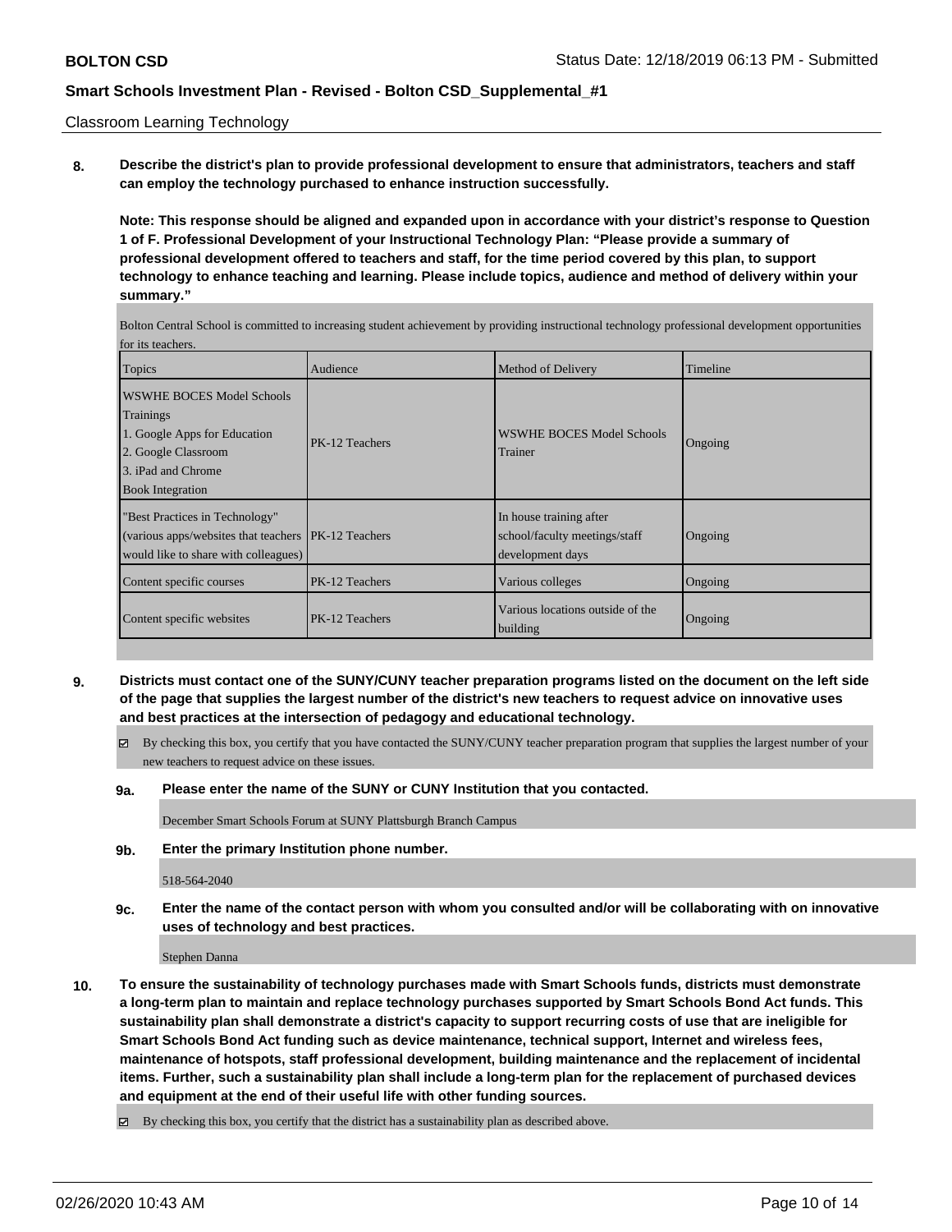Classroom Learning Technology

**8. Describe the district's plan to provide professional development to ensure that administrators, teachers and staff can employ the technology purchased to enhance instruction successfully.**

**Note: This response should be aligned and expanded upon in accordance with your district's response to Question 1 of F. Professional Development of your Instructional Technology Plan: "Please provide a summary of professional development offered to teachers and staff, for the time period covered by this plan, to support technology to enhance teaching and learning. Please include topics, audience and method of delivery within your summary."**

Bolton Central School is committed to increasing student achievement by providing instructional technology professional development opportunities for its teachers.

| Topics | Audience | Method of Delivery | Timeline |
|---|---|---|---|
| WSWHE BOCES Model Schools Trainings<br>1. Google Apps for Education<br>2. Google Classroom<br>3. iPad and Chrome Book Integration | PK-12 Teachers | WSWHE BOCES Model Schools Trainer | Ongoing |
| "Best Practices in Technology" (various apps/websites that teachers would like to share with colleagues) | PK-12 Teachers | In house training after school/faculty meetings/staff development days | Ongoing |
| Content specific courses | PK-12 Teachers | Various colleges | Ongoing |
| Content specific websites | PK-12 Teachers | Various locations outside of the building | Ongoing |

**9. Districts must contact one of the SUNY/CUNY teacher preparation programs listed on the document on the left side of the page that supplies the largest number of the district's new teachers to request advice on innovative uses and best practices at the intersection of pedagogy and educational technology.**

☑ By checking this box, you certify that you have contacted the SUNY/CUNY teacher preparation program that supplies the largest number of your new teachers to request advice on these issues.

**9a. Please enter the name of the SUNY or CUNY Institution that you contacted.**

December Smart Schools Forum at SUNY Plattsburgh Branch Campus

**9b. Enter the primary Institution phone number.**

518-564-2040

**9c. Enter the name of the contact person with whom you consulted and/or will be collaborating with on innovative uses of technology and best practices.**

Stephen Danna

**10. To ensure the sustainability of technology purchases made with Smart Schools funds, districts must demonstrate a long-term plan to maintain and replace technology purchases supported by Smart Schools Bond Act funds. This sustainability plan shall demonstrate a district's capacity to support recurring costs of use that are ineligible for Smart Schools Bond Act funding such as device maintenance, technical support, Internet and wireless fees, maintenance of hotspots, staff professional development, building maintenance and the replacement of incidental items. Further, such a sustainability plan shall include a long-term plan for the replacement of purchased devices and equipment at the end of their useful life with other funding sources.**

☑ By checking this box, you certify that the district has a sustainability plan as described above.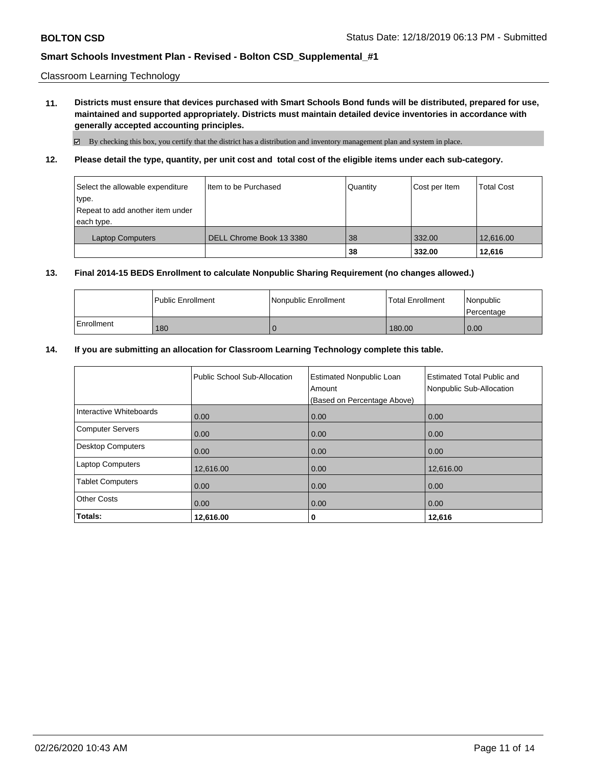Classroom Learning Technology

**11. Districts must ensure that devices purchased with Smart Schools Bond funds will be distributed, prepared for use, maintained and supported appropriately. Districts must maintain detailed device inventories in accordance with generally accepted accounting principles.**

☑ By checking this box, you certify that the district has a distribution and inventory management plan and system in place.

**12. Please detail the type, quantity, per unit cost and total cost of the eligible items under each sub-category.**

| Select the allowable expenditure type. Repeat to add another item under each type. | Item to be Purchased | Quantity | Cost per Item | Total Cost |
|---|---|---|---|---|
| Laptop Computers | DELL Chrome Book 13 3380 | 38 | 332.00 | 12,616.00 |
| | | **38** | **332.00** | **12,616** |

**13. Final 2014-15 BEDS Enrollment to calculate Nonpublic Sharing Requirement (no changes allowed.)**

| | Public Enrollment | Nonpublic Enrollment | Total Enrollment | Nonpublic Percentage |
|---|---|---|---|---|
| Enrollment | 180 | 0 | 180.00 | 0.00 |

**14. If you are submitting an allocation for Classroom Learning Technology complete this table.**

| | Public School Sub-Allocation | Estimated Nonpublic Loan Amount (Based on Percentage Above) | Estimated Total Public and Nonpublic Sub-Allocation |
|---|---|---|---|
| Interactive Whiteboards | 0.00 | 0.00 | 0.00 |
| Computer Servers | 0.00 | 0.00 | 0.00 |
| Desktop Computers | 0.00 | 0.00 | 0.00 |
| Laptop Computers | 12,616.00 | 0.00 | 12,616.00 |
| Tablet Computers | 0.00 | 0.00 | 0.00 |
| Other Costs | 0.00 | 0.00 | 0.00 |
| **Totals:** | **12,616.00** | **0** | **12,616** |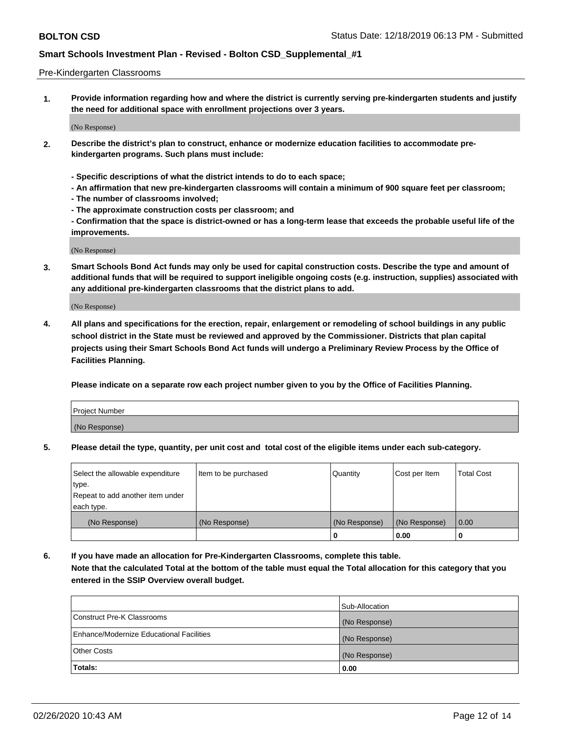Pre-Kindergarten Classrooms

**1. Provide information regarding how and where the district is currently serving pre-kindergarten students and justify the need for additional space with enrollment projections over 3 years.**

(No Response)

**2. Describe the district's plan to construct, enhance or modernize education facilities to accommodate pre-kindergarten programs. Such plans must include:**

**- Specific descriptions of what the district intends to do to each space;**
**- An affirmation that new pre-kindergarten classrooms will contain a minimum of 900 square feet per classroom;**
**- The number of classrooms involved;**
**- The approximate construction costs per classroom; and**
**- Confirmation that the space is district-owned or has a long-term lease that exceeds the probable useful life of the improvements.**

(No Response)

**3. Smart Schools Bond Act funds may only be used for capital construction costs. Describe the type and amount of additional funds that will be required to support ineligible ongoing costs (e.g. instruction, supplies) associated with any additional pre-kindergarten classrooms that the district plans to add.**

(No Response)

**4. All plans and specifications for the erection, repair, enlargement or remodeling of school buildings in any public school district in the State must be reviewed and approved by the Commissioner. Districts that plan capital projects using their Smart Schools Bond Act funds will undergo a Preliminary Review Process by the Office of Facilities Planning.**

**Please indicate on a separate row each project number given to you by the Office of Facilities Planning.**

| Project Number |
|---|
| (No Response) |

**5. Please detail the type, quantity, per unit cost and total cost of the eligible items under each sub-category.**

| Select the allowable expenditure type. Repeat to add another item under each type. | Item to be purchased | Quantity | Cost per Item | Total Cost |
|---|---|---|---|---|
| (No Response) | (No Response) | (No Response) | (No Response) | 0.00 |
| | | 0 | 0.00 | 0 |

**6. If you have made an allocation for Pre-Kindergarten Classrooms, complete this table.**
**Note that the calculated Total at the bottom of the table must equal the Total allocation for this category that you entered in the SSIP Overview overall budget.**

| | Sub-Allocation |
|---|---|
| Construct Pre-K Classrooms | (No Response) |
| Enhance/Modernize Educational Facilities | (No Response) |
| Other Costs | (No Response) |
| **Totals:** | **0.00** |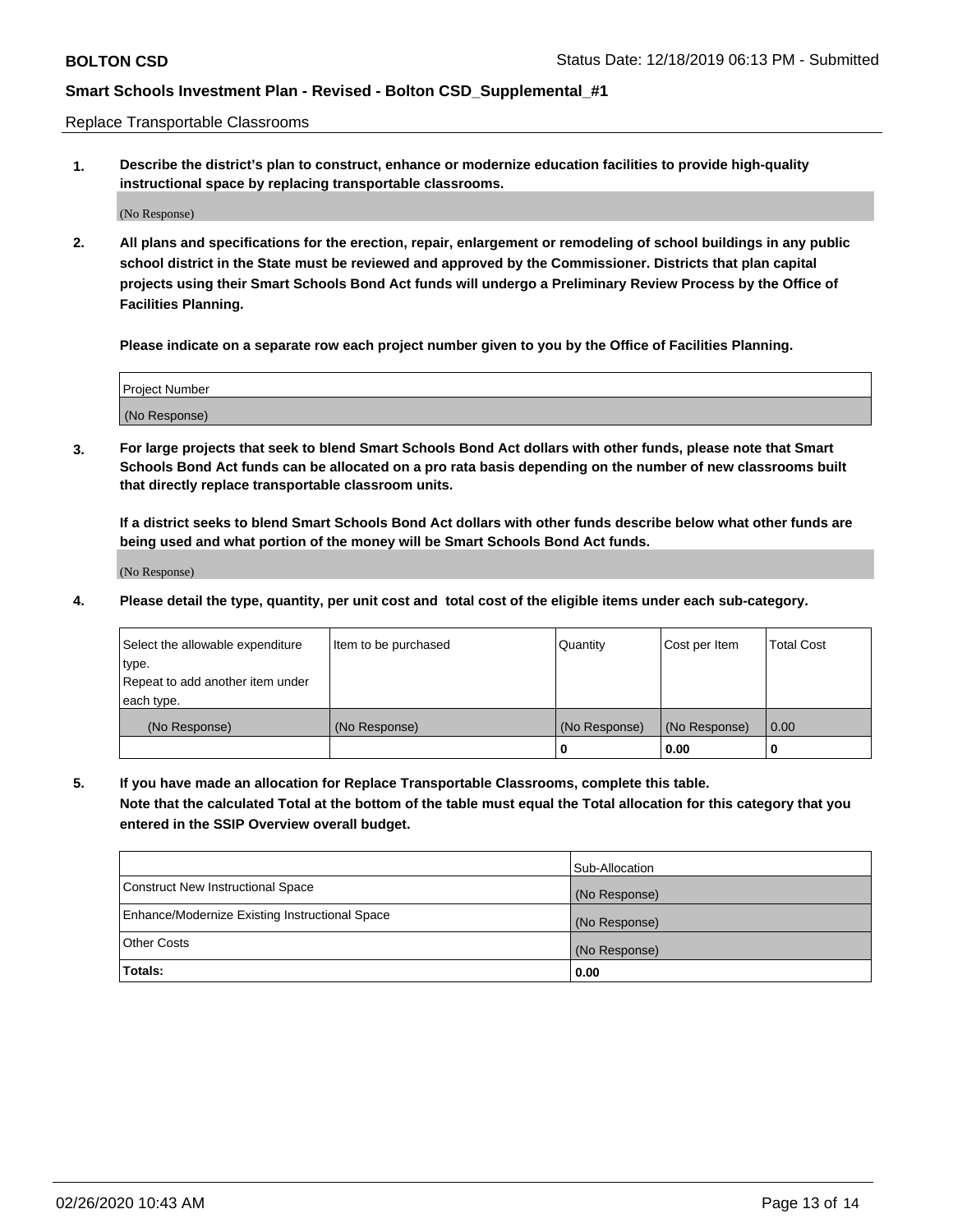Replace Transportable Classrooms

**1. Describe the district's plan to construct, enhance or modernize education facilities to provide high-quality instructional space by replacing transportable classrooms.**

(No Response)

**2. All plans and specifications for the erection, repair, enlargement or remodeling of school buildings in any public school district in the State must be reviewed and approved by the Commissioner. Districts that plan capital projects using their Smart Schools Bond Act funds will undergo a Preliminary Review Process by the Office of Facilities Planning.**

**Please indicate on a separate row each project number given to you by the Office of Facilities Planning.**

| Project Number |
|---|
| (No Response) |

**3. For large projects that seek to blend Smart Schools Bond Act dollars with other funds, please note that Smart Schools Bond Act funds can be allocated on a pro rata basis depending on the number of new classrooms built that directly replace transportable classroom units.**

**If a district seeks to blend Smart Schools Bond Act dollars with other funds describe below what other funds are being used and what portion of the money will be Smart Schools Bond Act funds.**

(No Response)

**4. Please detail the type, quantity, per unit cost and total cost of the eligible items under each sub-category.**

| Select the allowable expenditure type. Repeat to add another item under each type. | Item to be purchased | Quantity | Cost per Item | Total Cost |
|---|---|---|---|---|
| (No Response) | (No Response) | (No Response) | (No Response) | 0.00 |
| | | 0 | 0.00 | 0 |

**5. If you have made an allocation for Replace Transportable Classrooms, complete this table. Note that the calculated Total at the bottom of the table must equal the Total allocation for this category that you entered in the SSIP Overview overall budget.**

| | Sub-Allocation |
|---|---|
| Construct New Instructional Space | (No Response) |
| Enhance/Modernize Existing Instructional Space | (No Response) |
| Other Costs | (No Response) |
| **Totals:** | **0.00** |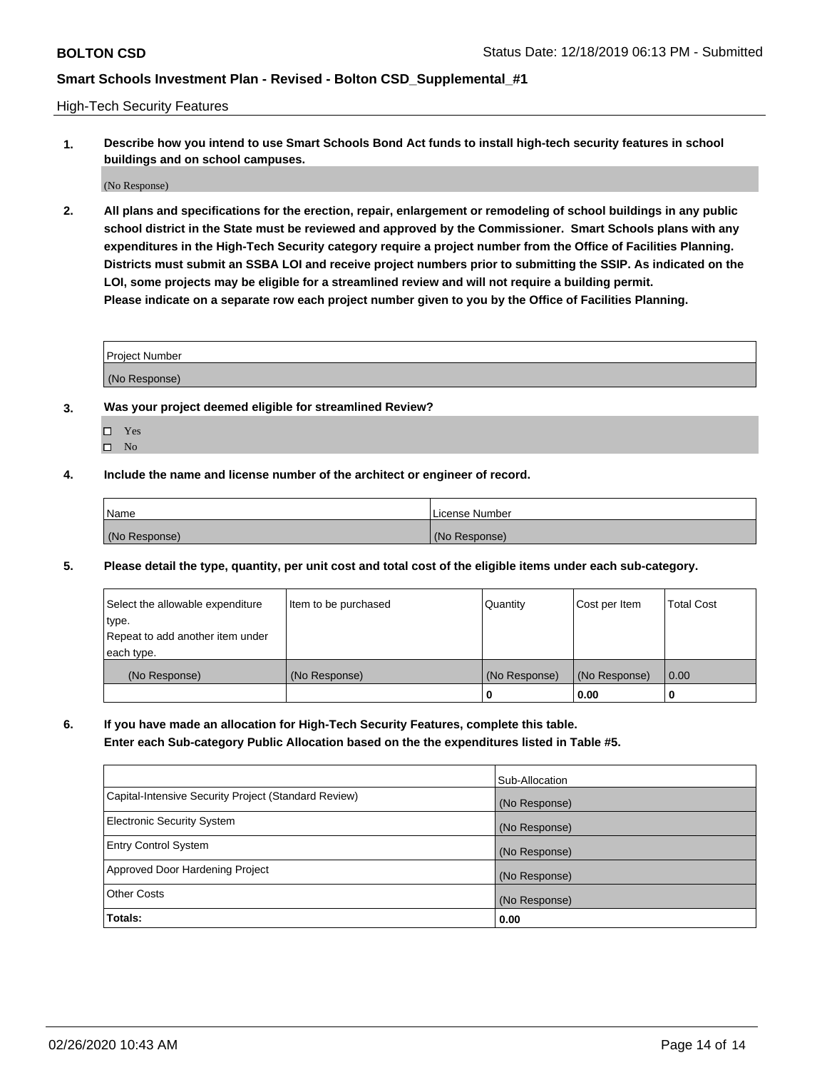High-Tech Security Features

**1. Describe how you intend to use Smart Schools Bond Act funds to install high-tech security features in school buildings and on school campuses.**

(No Response)

**2. All plans and specifications for the erection, repair, enlargement or remodeling of school buildings in any public school district in the State must be reviewed and approved by the Commissioner. Smart Schools plans with any expenditures in the High-Tech Security category require a project number from the Office of Facilities Planning. Districts must submit an SSBA LOI and receive project numbers prior to submitting the SSIP. As indicated on the LOI, some projects may be eligible for a streamlined review and will not require a building permit. Please indicate on a separate row each project number given to you by the Office of Facilities Planning.**

| Project Number |
|---|
| (No Response) |

**3. Was your project deemed eligible for streamlined Review?**

- ☐ Yes
- ☐ No

**4. Include the name and license number of the architect or engineer of record.**

| Name | License Number |
|---|---|
| (No Response) | (No Response) |

**5. Please detail the type, quantity, per unit cost and total cost of the eligible items under each sub-category.**

| Select the allowable expenditure type. Repeat to add another item under each type. | Item to be purchased | Quantity | Cost per Item | Total Cost |
|---|---|---|---|---|
| (No Response) | (No Response) | (No Response) | (No Response) | 0.00 |
| | | 0 | 0.00 | 0 |

**6. If you have made an allocation for High-Tech Security Features, complete this table. Enter each Sub-category Public Allocation based on the the expenditures listed in Table #5.**

| | Sub-Allocation |
|---|---|
| Capital-Intensive Security Project (Standard Review) | (No Response) |
| Electronic Security System | (No Response) |
| Entry Control System | (No Response) |
| Approved Door Hardening Project | (No Response) |
| Other Costs | (No Response) |
| **Totals:** | **0.00** |